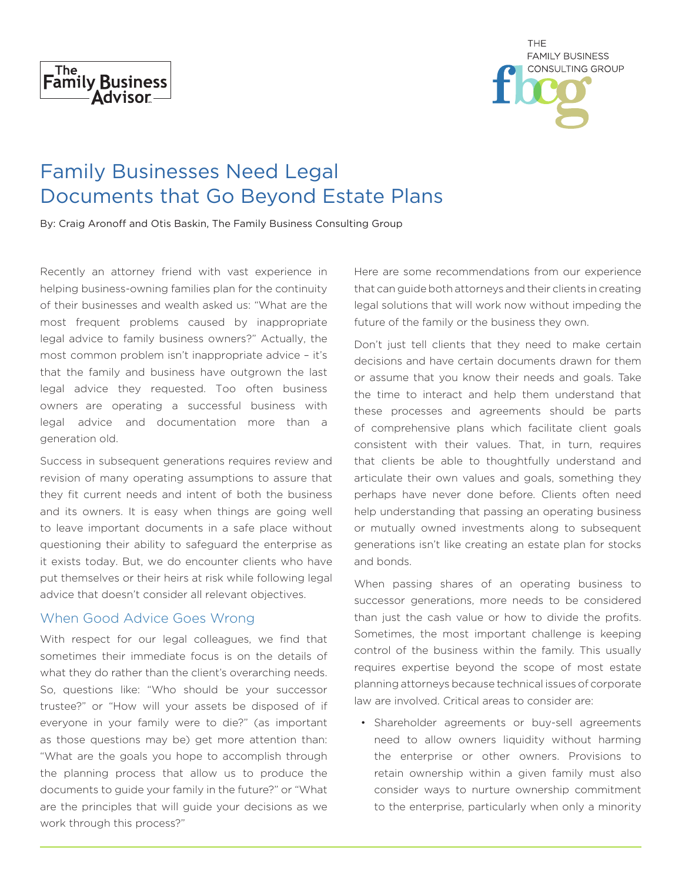# Family Businesses Need Legal Documents that Go Beyond Estate Plans

By: Craig Aronoff and Otis Baskin, The Family Business Consulting Group

Recently an attorney friend with vast experience in helping business-owning families plan for the continuity of their businesses and wealth asked us: "What are the most frequent problems caused by inappropriate legal advice to family business owners?" Actually, the most common problem isn't inappropriate advice – it's that the family and business have outgrown the last legal advice they requested. Too often business owners are operating a successful business with legal advice and documentation more than a generation old.

Success in subsequent generations requires review and revision of many operating assumptions to assure that they fit current needs and intent of both the business and its owners. It is easy when things are going well to leave important documents in a safe place without questioning their ability to safeguard the enterprise as it exists today. But, we do encounter clients who have put themselves or their heirs at risk while following legal advice that doesn't consider all relevant objectives.

## When Good Advice Goes Wrong

With respect for our legal colleagues, we find that sometimes their immediate focus is on the details of what they do rather than the client's overarching needs. So, questions like: "Who should be your successor trustee?" or "How will your assets be disposed of if everyone in your family were to die?" (as important as those questions may be) get more attention than: "What are the goals you hope to accomplish through the planning process that allow us to produce the documents to guide your family in the future?" or "What are the principles that will guide your decisions as we work through this process?"

Here are some recommendations from our experience that can guide both attorneys and their clients in creating legal solutions that will work now without impeding the future of the family or the business they own.

Don't just tell clients that they need to make certain decisions and have certain documents drawn for them or assume that you know their needs and goals. Take the time to interact and help them understand that these processes and agreements should be parts of comprehensive plans which facilitate client goals consistent with their values. That, in turn, requires that clients be able to thoughtfully understand and articulate their own values and goals, something they perhaps have never done before. Clients often need help understanding that passing an operating business or mutually owned investments along to subsequent generations isn't like creating an estate plan for stocks and bonds.

When passing shares of an operating business to successor generations, more needs to be considered than just the cash value or how to divide the profits. Sometimes, the most important challenge is keeping control of the business within the family. This usually requires expertise beyond the scope of most estate planning attorneys because technical issues of corporate law are involved. Critical areas to consider are:

- Shareholder agreements or buy-sell agreements need to allow owners liquidity without harming the enterprise or other owners. Provisions to retain ownership within a given family must also consider ways to nurture ownership commitment to the enterprise, particularly when only a minority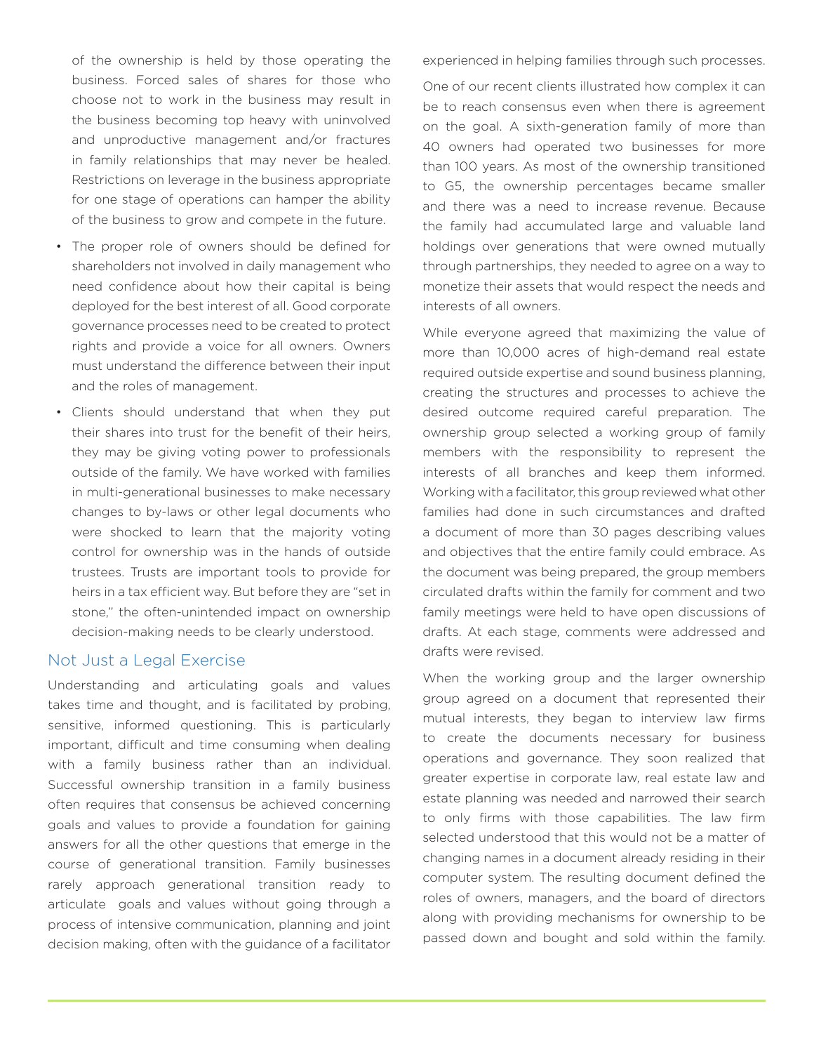of the ownership is held by those operating the business. Forced sales of shares for those who choose not to work in the business may result in the business becoming top heavy with uninvolved and unproductive management and/or fractures in family relationships that may never be healed. Restrictions on leverage in the business appropriate for one stage of operations can hamper the ability of the business to grow and compete in the future.

- The proper role of owners should be defined for shareholders not involved in daily management who need confidence about how their capital is being deployed for the best interest of all. Good corporate governance processes need to be created to protect rights and provide a voice for all owners. Owners must understand the difference between their input and the roles of management.
- Clients should understand that when they put their shares into trust for the benefit of their heirs, they may be giving voting power to professionals outside of the family. We have worked with families in multi-generational businesses to make necessary changes to by-laws or other legal documents who were shocked to learn that the majority voting control for ownership was in the hands of outside trustees. Trusts are important tools to provide for heirs in a tax efficient way. But before they are "set in stone," the often-unintended impact on ownership decision-making needs to be clearly understood.

## Not Just a Legal Exercise

Understanding and articulating goals and values takes time and thought, and is facilitated by probing, sensitive, informed questioning. This is particularly important, difficult and time consuming when dealing with a family business rather than an individual. Successful ownership transition in a family business often requires that consensus be achieved concerning goals and values to provide a foundation for gaining answers for all the other questions that emerge in the course of generational transition. Family businesses rarely approach generational transition ready to articulate goals and values without going through a process of intensive communication, planning and joint decision making, often with the guidance of a facilitator experienced in helping families through such processes.

One of our recent clients illustrated how complex it can be to reach consensus even when there is agreement on the goal. A sixth-generation family of more than 40 owners had operated two businesses for more than 100 years. As most of the ownership transitioned to G5, the ownership percentages became smaller and there was a need to increase revenue. Because the family had accumulated large and valuable land holdings over generations that were owned mutually through partnerships, they needed to agree on a way to monetize their assets that would respect the needs and interests of all owners.

While everyone agreed that maximizing the value of more than 10,000 acres of high-demand real estate required outside expertise and sound business planning, creating the structures and processes to achieve the desired outcome required careful preparation. The ownership group selected a working group of family members with the responsibility to represent the interests of all branches and keep them informed. Working with a facilitator, this group reviewed what other families had done in such circumstances and drafted a document of more than 30 pages describing values and objectives that the entire family could embrace. As the document was being prepared, the group members circulated drafts within the family for comment and two family meetings were held to have open discussions of drafts. At each stage, comments were addressed and drafts were revised.

When the working group and the larger ownership group agreed on a document that represented their mutual interests, they began to interview law firms to create the documents necessary for business operations and governance. They soon realized that greater expertise in corporate law, real estate law and estate planning was needed and narrowed their search to only firms with those capabilities. The law firm selected understood that this would not be a matter of changing names in a document already residing in their computer system. The resulting document defined the roles of owners, managers, and the board of directors along with providing mechanisms for ownership to be passed down and bought and sold within the family.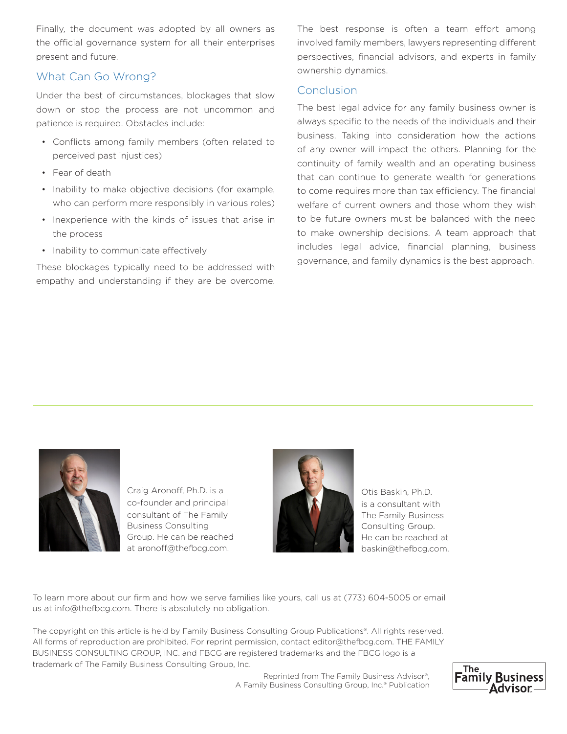Finally, the document was adopted by all owners as the official governance system for all their enterprises present and future.

## What Can Go Wrong?

Under the best of circumstances, blockages that slow down or stop the process are not uncommon and patience is required. Obstacles include:

- Conflicts among family members (often related to perceived past injustices)
- Fear of death
- Inability to make objective decisions (for example, who can perform more responsibly in various roles)
- Inexperience with the kinds of issues that arise in the process
- Inability to communicate effectively

These blockages typically need to be addressed with empathy and understanding if they are be overcome.

The best response is often a team effort among involved family members, lawyers representing different perspectives, financial advisors, and experts in family ownership dynamics.

## Conclusion

The best legal advice for any family business owner is always specific to the needs of the individuals and their business. Taking into consideration how the actions of any owner will impact the others. Planning for the continuity of family wealth and an operating business that can continue to generate wealth for generations to come requires more than tax efficiency. The financial welfare of current owners and those whom they wish to be future owners must be balanced with the need to make ownership decisions. A team approach that includes legal advice, financial planning, business governance, and family dynamics is the best approach.

---

Craig Aronoff, Ph.D. is a co-founder and principal consultant of The Family Business Consulting Group. He can be reached at aronoff@thefbcg.com.

Otis Baskin, Ph.D. is a consultant with The Family Business Consulting Group. He can be reached at baskin@thefbcg.com.

To learn more about our firm and how we serve families like yours, call us at (773) 604-5005 or email us at info@thefbcg.com. There is absolutely no obligation.

The copyright on this article is held by Family Business Consulting Group Publications®. All rights reserved. All forms of reproduction are prohibited. For reprint permission, contact editor@thefbcg.com. THE FAMILY BUSINESS CONSULTING GROUP, INC. and FBCG are registered trademarks and the FBCG logo is a trademark of The Family Business Consulting Group, Inc.

Reprinted from The Family Business Advisor®, A Family Business Consulting Group, Inc.® Publication

The Family Business Advisor